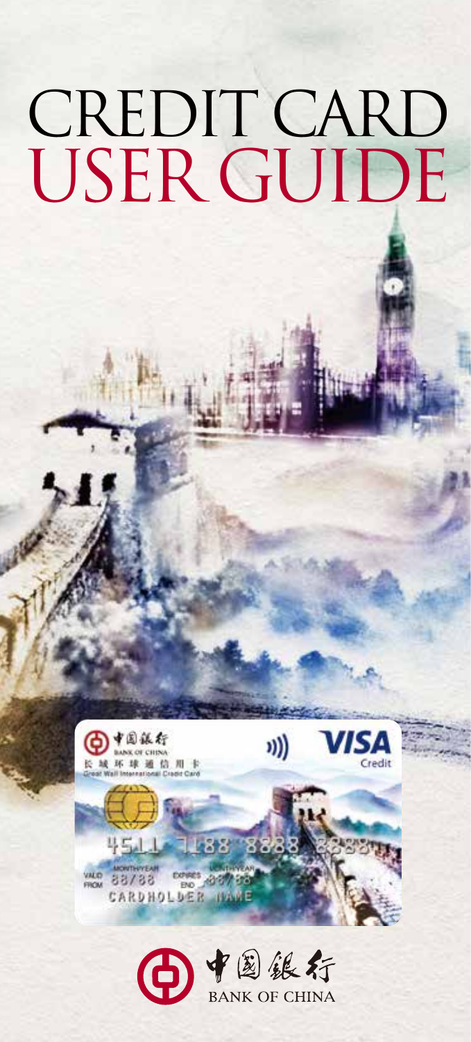# CREDIT CARD USER GUIDE

中国银行
BANK OF CHINA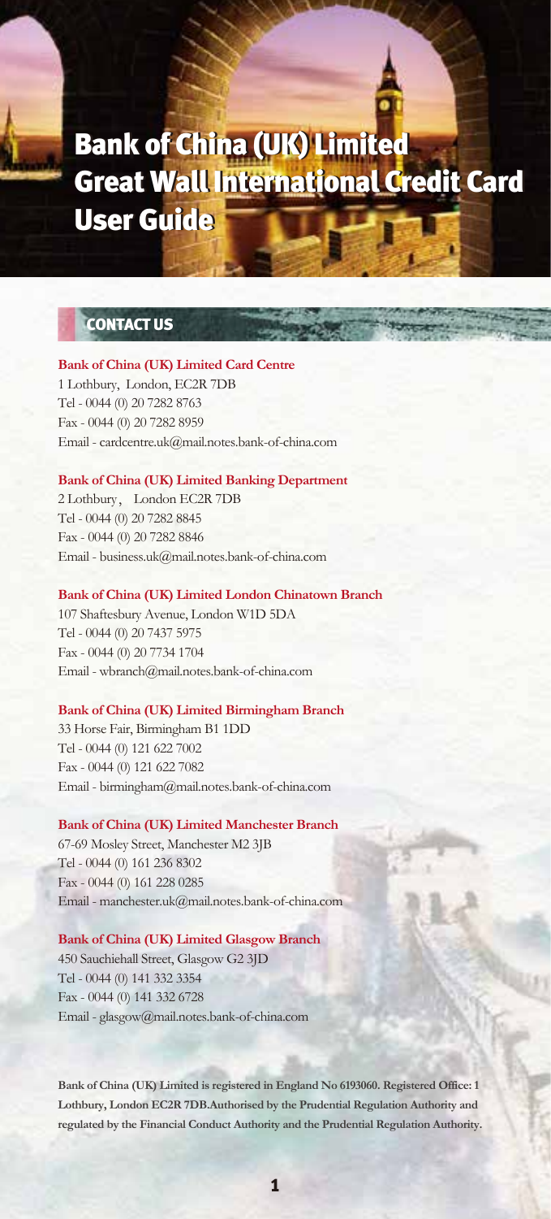# Bank of China (UK) Limited Great Wall International Credit Card User Guide

## CONTACT US

**Bank of China (UK) Limited Card Centre**
1 Lothbury, London, EC2R 7DB
Tel - 0044 (0) 20 7282 8763
Fax - 0044 (0) 20 7282 8959
Email - cardcentre.uk@mail.notes.bank-of-china.com

**Bank of China (UK) Limited Banking Department**
2 Lothbury， London EC2R 7DB
Tel - 0044 (0) 20 7282 8845
Fax - 0044 (0) 20 7282 8846
Email - business.uk@mail.notes.bank-of-china.com

**Bank of China (UK) Limited London Chinatown Branch**
107 Shaftesbury Avenue, London W1D 5DA
Tel - 0044 (0) 20 7437 5975
Fax - 0044 (0) 20 7734 1704
Email - wbranch@mail.notes.bank-of-china.com

**Bank of China (UK) Limited Birmingham Branch**
33 Horse Fair, Birmingham B1 1DD
Tel - 0044 (0) 121 622 7002
Fax - 0044 (0) 121 622 7082
Email - birmingham@mail.notes.bank-of-china.com

**Bank of China (UK) Limited Manchester Branch**
67-69 Mosley Street, Manchester M2 3JB
Tel - 0044 (0) 161 236 8302
Fax - 0044 (0) 161 228 0285
Email - manchester.uk@mail.notes.bank-of-china.com

**Bank of China (UK) Limited Glasgow Branch**
450 Sauchiehall Street, Glasgow G2 3JD
Tel - 0044 (0) 141 332 3354
Fax - 0044 (0) 141 332 6728
Email - glasgow@mail.notes.bank-of-china.com

**Bank of China (UK) Limited is registered in England No 6193060. Registered Office: 1 Lothbury, London EC2R 7DB.Authorised by the Prudential Regulation Authority and regulated by the Financial Conduct Authority and the Prudential Regulation Authority.**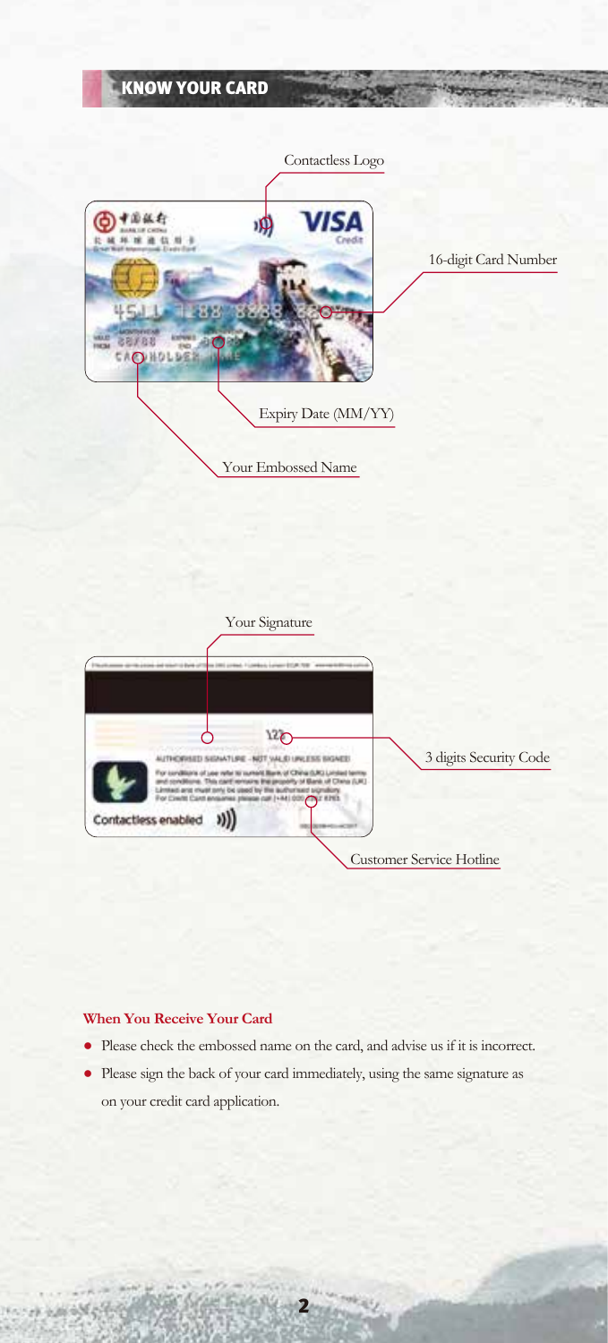## KNOW YOUR CARD

Contactless Logo

16-digit Card Number

Expiry Date (MM/YY)

Your Embossed Name

Your Signature

3 digits Security Code

Customer Service Hotline

**When You Receive Your Card**

- Please check the embossed name on the card, and advise us if it is incorrect.
- Please sign the back of your card immediately, using the same signature as on your credit card application.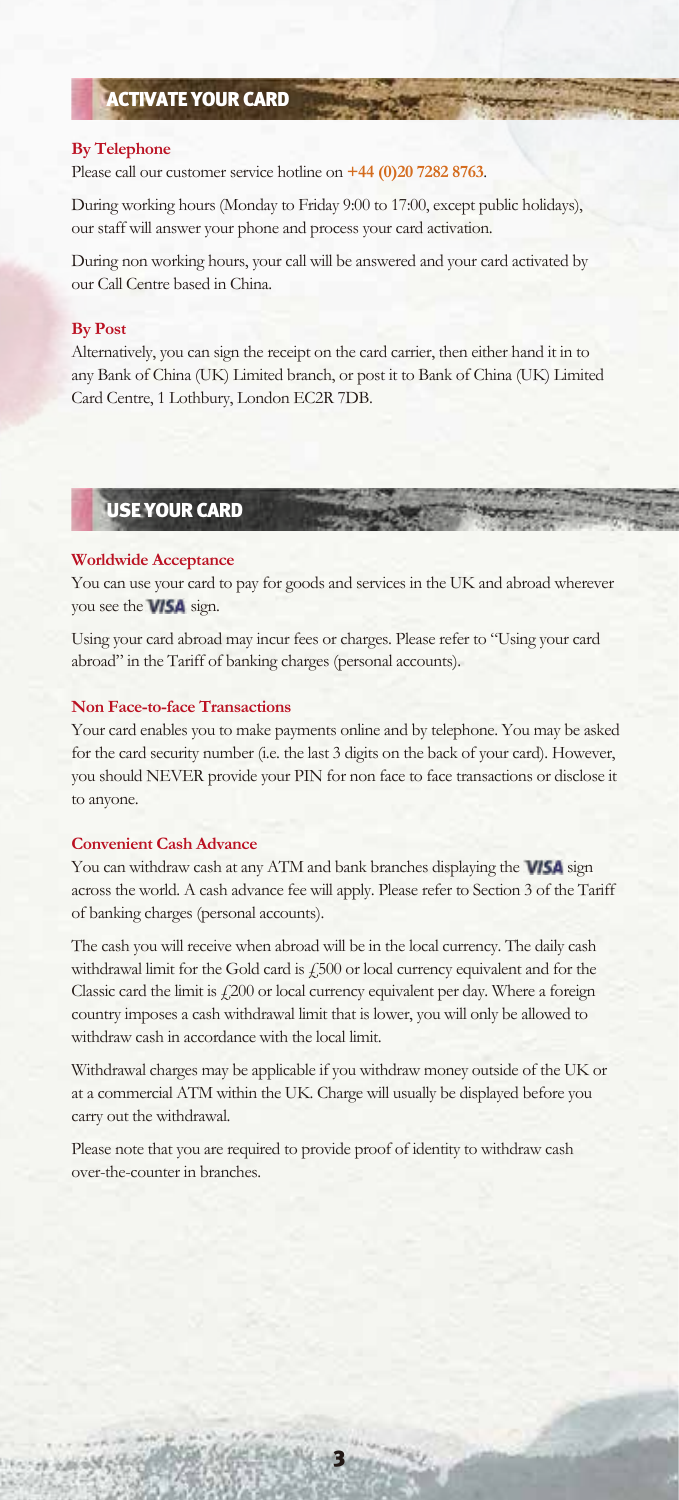## ACTIVATE YOUR CARD

### By Telephone

Please call our customer service hotline on **+44 (0)20 7282 8763**.

During working hours (Monday to Friday 9:00 to 17:00, except public holidays), our staff will answer your phone and process your card activation.

During non working hours, your call will be answered and your card activated by our Call Centre based in China.

### By Post

Alternatively, you can sign the receipt on the card carrier, then either hand it in to any Bank of China (UK) Limited branch, or post it to Bank of China (UK) Limited Card Centre, 1 Lothbury, London EC2R 7DB.

## USE YOUR CARD

### Worldwide Acceptance

You can use your card to pay for goods and services in the UK and abroad wherever you see the VISA sign.

Using your card abroad may incur fees or charges. Please refer to "Using your card abroad" in the Tariff of banking charges (personal accounts).

### Non Face-to-face Transactions

Your card enables you to make payments online and by telephone. You may be asked for the card security number (i.e. the last 3 digits on the back of your card). However, you should NEVER provide your PIN for non face to face transactions or disclose it to anyone.

### Convenient Cash Advance

You can withdraw cash at any ATM and bank branches displaying the VISA sign across the world. A cash advance fee will apply. Please refer to Section 3 of the Tariff of banking charges (personal accounts).

The cash you will receive when abroad will be in the local currency. The daily cash withdrawal limit for the Gold card is £500 or local currency equivalent and for the Classic card the limit is £200 or local currency equivalent per day. Where a foreign country imposes a cash withdrawal limit that is lower, you will only be allowed to withdraw cash in accordance with the local limit.

Withdrawal charges may be applicable if you withdraw money outside of the UK or at a commercial ATM within the UK. Charge will usually be displayed before you carry out the withdrawal.

Please note that you are required to provide proof of identity to withdraw cash over-the-counter in branches.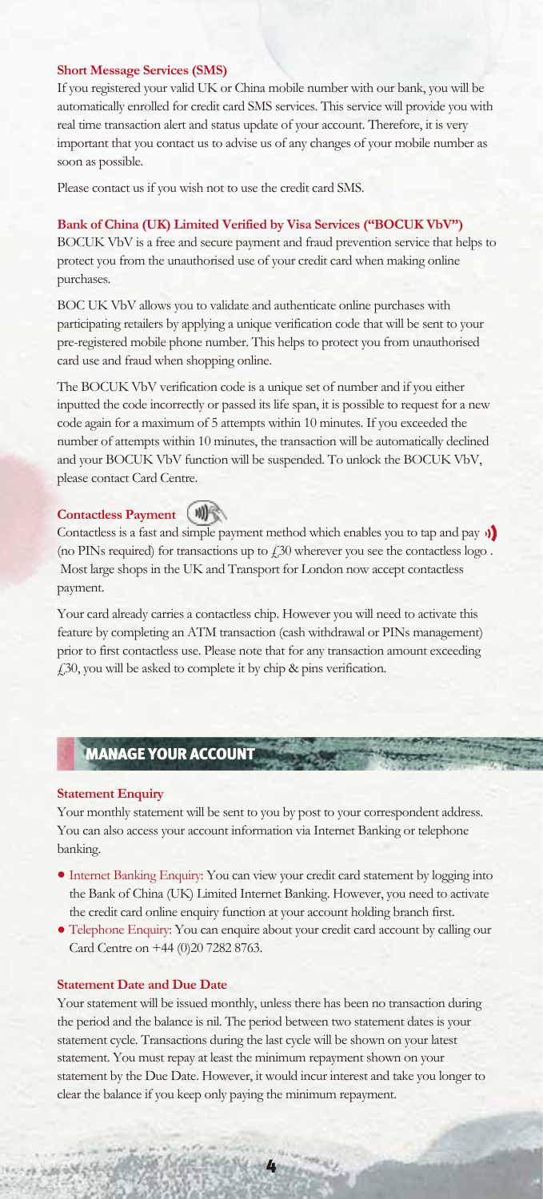### Short Message Services (SMS)

If you registered your valid UK or China mobile number with our bank, you will be automatically enrolled for credit card SMS services. This service will provide you with real time transaction alert and status update of your account. Therefore, it is very important that you contact us to advise us of any changes of your mobile number as soon as possible.

Please contact us if you wish not to use the credit card SMS.

### Bank of China (UK) Limited Verified by Visa Services ("BOCUK VbV")

BOCUK VbV is a free and secure payment and fraud prevention service that helps to protect you from the unauthorised use of your credit card when making online purchases.

BOC UK VbV allows you to validate and authenticate online purchases with participating retailers by applying a unique verification code that will be sent to your pre-registered mobile phone number. This helps to protect you from unauthorised card use and fraud when shopping online.

The BOCUK VbV verification code is a unique set of number and if you either inputted the code incorrectly or passed its life span, it is possible to request for a new code again for a maximum of 5 attempts within 10 minutes. If you exceeded the number of attempts within 10 minutes, the transaction will be automatically declined and your BOCUK VbV function will be suspended. To unlock the BOCUK VbV, please contact Card Centre.

### Contactless Payment

Contactless is a fast and simple payment method which enables you to tap and pay (no PINs required) for transactions up to £30 wherever you see the contactless logo . Most large shops in the UK and Transport for London now accept contactless payment.

Your card already carries a contactless chip. However you will need to activate this feature by completing an ATM transaction (cash withdrawal or PINs management) prior to first contactless use. Please note that for any transaction amount exceeding £30, you will be asked to complete it by chip & pins verification.

## MANAGE YOUR ACCOUNT

### Statement Enquiry

Your monthly statement will be sent to you by post to your correspondent address. You can also access your account information via Internet Banking or telephone banking.

- Internet Banking Enquiry: You can view your credit card statement by logging into the Bank of China (UK) Limited Internet Banking. However, you need to activate the credit card online enquiry function at your account holding branch first.
- Telephone Enquiry: You can enquire about your credit card account by calling our Card Centre on +44 (0)20 7282 8763.

### Statement Date and Due Date

Your statement will be issued monthly, unless there has been no transaction during the period and the balance is nil. The period between two statement dates is your statement cycle. Transactions during the last cycle will be shown on your latest statement. You must repay at least the minimum repayment shown on your statement by the Due Date. However, it would incur interest and take you longer to clear the balance if you keep only paying the minimum repayment.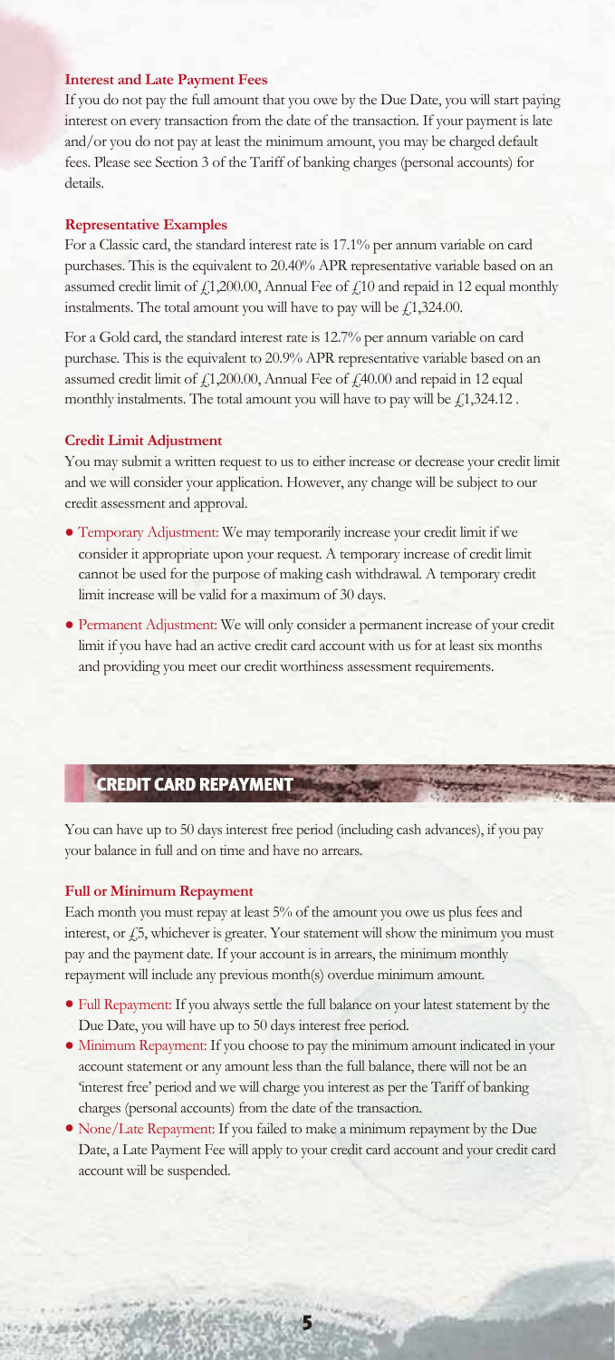### Interest and Late Payment Fees

If you do not pay the full amount that you owe by the Due Date, you will start paying interest on every transaction from the date of the transaction. If your payment is late and/or you do not pay at least the minimum amount, you may be charged default fees. Please see Section 3 of the Tariff of banking charges (personal accounts) for details.

### Representative Examples

For a Classic card, the standard interest rate is 17.1% per annum variable on card purchases. This is the equivalent to 20.40% APR representative variable based on an assumed credit limit of £1,200.00, Annual Fee of £10 and repaid in 12 equal monthly instalments. The total amount you will have to pay will be £1,324.00.

For a Gold card, the standard interest rate is 12.7% per annum variable on card purchase. This is the equivalent to 20.9% APR representative variable based on an assumed credit limit of £1,200.00, Annual Fee of £40.00 and repaid in 12 equal monthly instalments. The total amount you will have to pay will be £1,324.12 .

### Credit Limit Adjustment

You may submit a written request to us to either increase or decrease your credit limit and we will consider your application. However, any change will be subject to our credit assessment and approval.

- Temporary Adjustment: We may temporarily increase your credit limit if we consider it appropriate upon your request. A temporary increase of credit limit cannot be used for the purpose of making cash withdrawal. A temporary credit limit increase will be valid for a maximum of 30 days.
- Permanent Adjustment: We will only consider a permanent increase of your credit limit if you have had an active credit card account with us for at least six months and providing you meet our credit worthiness assessment requirements.

## CREDIT CARD REPAYMENT

You can have up to 50 days interest free period (including cash advances), if you pay your balance in full and on time and have no arrears.

### Full or Minimum Repayment

Each month you must repay at least 5% of the amount you owe us plus fees and interest, or £5, whichever is greater. Your statement will show the minimum you must pay and the payment date. If your account is in arrears, the minimum monthly repayment will include any previous month(s) overdue minimum amount.

- Full Repayment: If you always settle the full balance on your latest statement by the Due Date, you will have up to 50 days interest free period.
- Minimum Repayment: If you choose to pay the minimum amount indicated in your account statement or any amount less than the full balance, there will not be an 'interest free' period and we will charge you interest as per the Tariff of banking charges (personal accounts) from the date of the transaction.
- None/Late Repayment: If you failed to make a minimum repayment by the Due Date, a Late Payment Fee will apply to your credit card account and your credit card account will be suspended.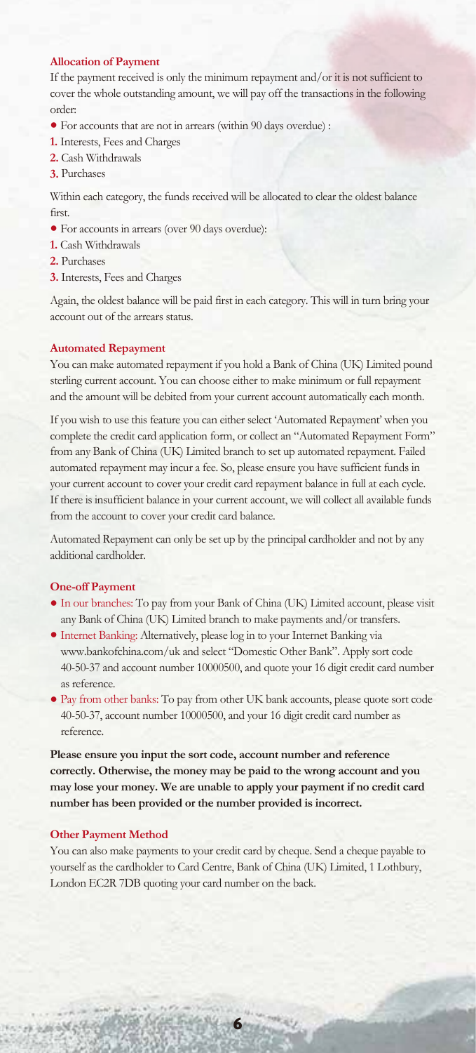### Allocation of Payment

If the payment received is only the minimum repayment and/or it is not sufficient to cover the whole outstanding amount, we will pay off the transactions in the following order:

- For accounts that are not in arrears (within 90 days overdue) :

1. Interests, Fees and Charges
2. Cash Withdrawals
3. Purchases

Within each category, the funds received will be allocated to clear the oldest balance first.

- For accounts in arrears (over 90 days overdue):

1. Cash Withdrawals
2. Purchases
3. Interests, Fees and Charges

Again, the oldest balance will be paid first in each category. This will in turn bring your account out of the arrears status.

### Automated Repayment

You can make automated repayment if you hold a Bank of China (UK) Limited pound sterling current account. You can choose either to make minimum or full repayment and the amount will be debited from your current account automatically each month.

If you wish to use this feature you can either select 'Automated Repayment' when you complete the credit card application form, or collect an "Automated Repayment Form" from any Bank of China (UK) Limited branch to set up automated repayment. Failed automated repayment may incur a fee. So, please ensure you have sufficient funds in your current account to cover your credit card repayment balance in full at each cycle. If there is insufficient balance in your current account, we will collect all available funds from the account to cover your credit card balance.

Automated Repayment can only be set up by the principal cardholder and not by any additional cardholder.

### One-off Payment

- In our branches: To pay from your Bank of China (UK) Limited account, please visit any Bank of China (UK) Limited branch to make payments and/or transfers.
- Internet Banking: Alternatively, please log in to your Internet Banking via www.bankofchina.com/uk and select "Domestic Other Bank". Apply sort code 40-50-37 and account number 10000500, and quote your 16 digit credit card number as reference.
- Pay from other banks: To pay from other UK bank accounts, please quote sort code 40-50-37, account number 10000500, and your 16 digit credit card number as reference.

**Please ensure you input the sort code, account number and reference correctly. Otherwise, the money may be paid to the wrong account and you may lose your money. We are unable to apply your payment if no credit card number has been provided or the number provided is incorrect.**

### Other Payment Method

You can also make payments to your credit card by cheque. Send a cheque payable to yourself as the cardholder to Card Centre, Bank of China (UK) Limited, 1 Lothbury, London EC2R 7DB quoting your card number on the back.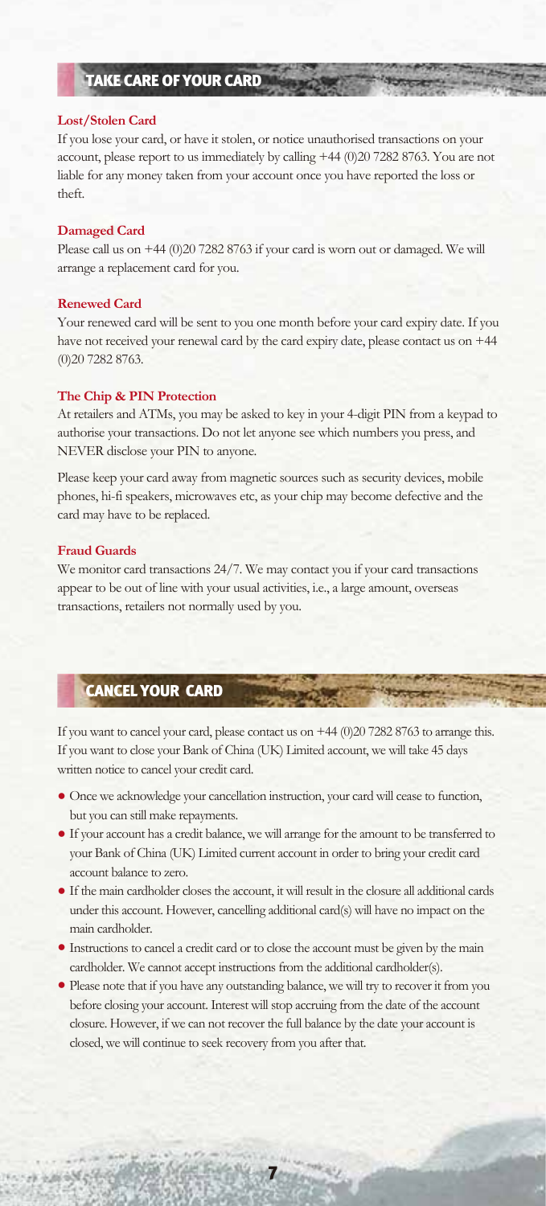## TAKE CARE OF YOUR CARD

### Lost/Stolen Card

If you lose your card, or have it stolen, or notice unauthorised transactions on your account, please report to us immediately by calling +44 (0)20 7282 8763. You are not liable for any money taken from your account once you have reported the loss or theft.

### Damaged Card

Please call us on +44 (0)20 7282 8763 if your card is worn out or damaged. We will arrange a replacement card for you.

### Renewed Card

Your renewed card will be sent to you one month before your card expiry date. If you have not received your renewal card by the card expiry date, please contact us on +44 (0)20 7282 8763.

### The Chip & PIN Protection

At retailers and ATMs, you may be asked to key in your 4-digit PIN from a keypad to authorise your transactions. Do not let anyone see which numbers you press, and NEVER disclose your PIN to anyone.

Please keep your card away from magnetic sources such as security devices, mobile phones, hi-fi speakers, microwaves etc, as your chip may become defective and the card may have to be replaced.

### Fraud Guards

We monitor card transactions 24/7. We may contact you if your card transactions appear to be out of line with your usual activities, i.e., a large amount, overseas transactions, retailers not normally used by you.

## CANCEL YOUR CARD

If you want to cancel your card, please contact us on +44 (0)20 7282 8763 to arrange this. If you want to close your Bank of China (UK) Limited account, we will take 45 days written notice to cancel your credit card.

- Once we acknowledge your cancellation instruction, your card will cease to function, but you can still make repayments.
- If your account has a credit balance, we will arrange for the amount to be transferred to your Bank of China (UK) Limited current account in order to bring your credit card account balance to zero.
- If the main cardholder closes the account, it will result in the closure all additional cards under this account. However, cancelling additional card(s) will have no impact on the main cardholder.
- Instructions to cancel a credit card or to close the account must be given by the main cardholder. We cannot accept instructions from the additional cardholder(s).
- Please note that if you have any outstanding balance, we will try to recover it from you before closing your account. Interest will stop accruing from the date of the account closure. However, if we can not recover the full balance by the date your account is closed, we will continue to seek recovery from you after that.